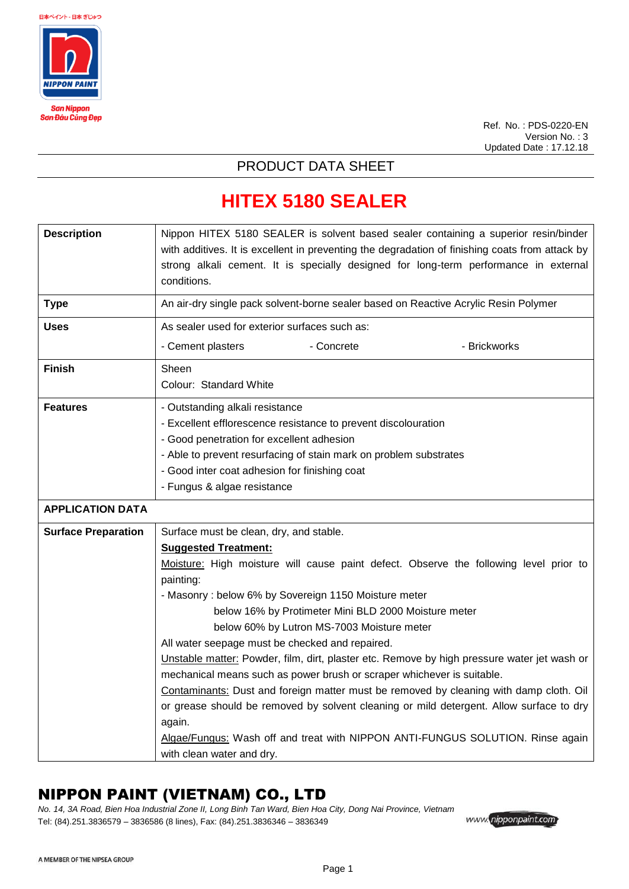Ref. No. : PDS-0220-EN
Version No. : 3
Updated Date : 17.12.18

## PRODUCT DATA SHEET

# HITEX 5180 SEALER

| | |
|---|---|
| **Description** | Nippon HITEX 5180 SEALER is solvent based sealer containing a superior resin/binder with additives. It is excellent in preventing the degradation of finishing coats from attack by strong alkali cement. It is specially designed for long-term performance in external conditions. |
| **Type** | An air-dry single pack solvent-borne sealer based on Reactive Acrylic Resin Polymer |
| **Uses** | As sealer used for exterior surfaces such as:<br>- Cement plasters &nbsp;&nbsp;&nbsp; - Concrete &nbsp;&nbsp;&nbsp; - Brickworks |
| **Finish** | Sheen<br>Colour: Standard White |
| **Features** | - Outstanding alkali resistance<br>- Excellent efflorescence resistance to prevent discolouration<br>- Good penetration for excellent adhesion<br>- Able to prevent resurfacing of stain mark on problem substrates<br>- Good inter coat adhesion for finishing coat<br>- Fungus & algae resistance |
| **APPLICATION DATA** | |
| **Surface Preparation** | Surface must be clean, dry, and stable.<br>**Suggested Treatment:**<br>Moisture: High moisture will cause paint defect. Observe the following level prior to painting:<br>- Masonry : below 6% by Sovereign 1150 Moisture meter<br>below 16% by Protimeter Mini BLD 2000 Moisture meter<br>below 60% by Lutron MS-7003 Moisture meter<br>All water seepage must be checked and repaired.<br>Unstable matter: Powder, film, dirt, plaster etc. Remove by high pressure water jet wash or mechanical means such as power brush or scraper whichever is suitable.<br>Contaminants: Dust and foreign matter must be removed by cleaning with damp cloth. Oil or grease should be removed by solvent cleaning or mild detergent. Allow surface to dry again.<br>Algae/Fungus: Wash off and treat with NIPPON ANTI-FUNGUS SOLUTION. Rinse again with clean water and dry. |

**NIPPON PAINT (VIETNAM) CO., LTD**

*No. 14, 3A Road, Bien Hoa Industrial Zone II, Long Binh Tan Ward, Bien Hoa City, Dong Nai Province, Vietnam*
Tel: (84).251.3836579 – 3836586 (8 lines), Fax: (84).251.3836346 – 3836349

www.nipponpaint.com

A MEMBER OF THE NIPSEA GROUP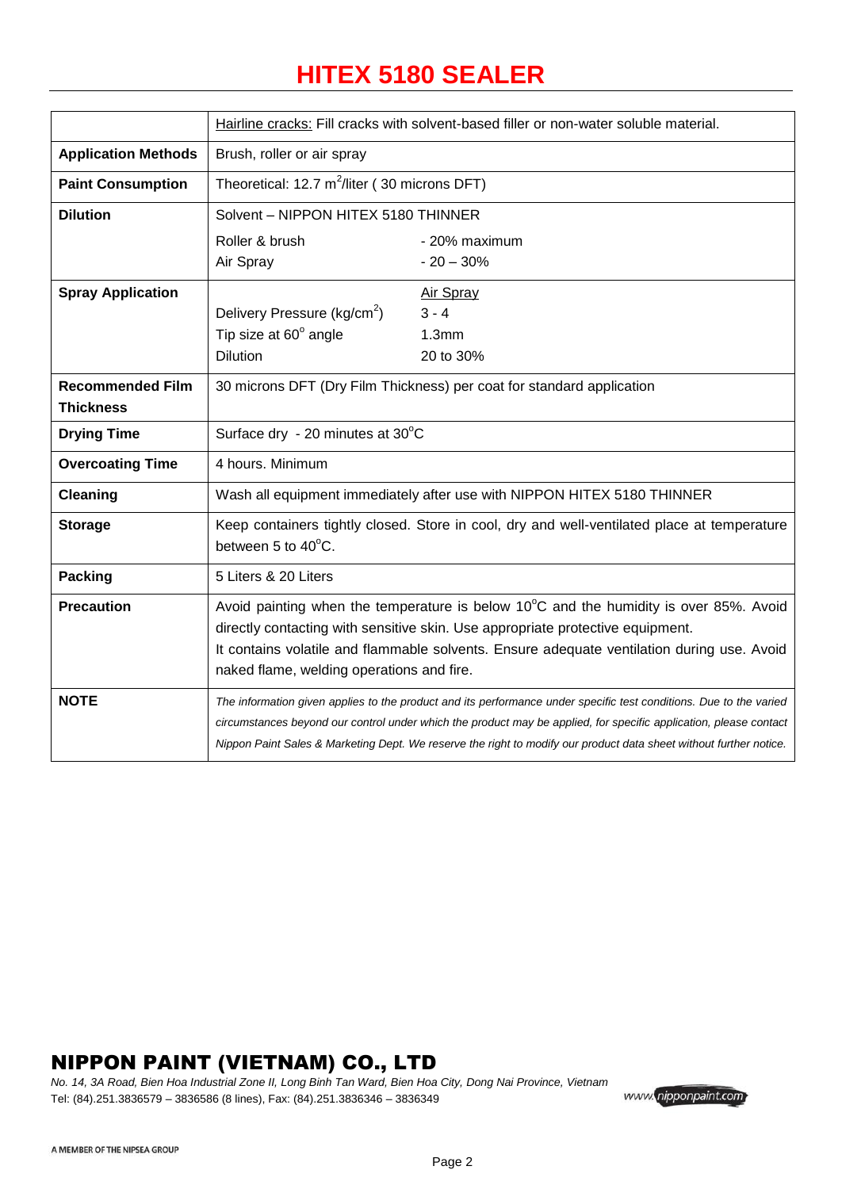# HITEX 5180 SEALER

| | |
|---|---|
| | Hairline cracks: Fill cracks with solvent-based filler or non-water soluble material. |
| **Application Methods** | Brush, roller or air spray |
| **Paint Consumption** | Theoretical: 12.7 $m^2$/liter ( 30 microns DFT) |
| **Dilution** | Solvent – NIPPON HITEX 5180 THINNER<br>Roller & brush - 20% maximum<br>Air Spray - 20 – 30% |
| **Spray Application** | Air Spray<br>Delivery Pressure (kg/$cm^2$) 3 - 4<br>Tip size at 60° angle 1.3mm<br>Dilution 20 to 30% |
| **Recommended Film Thickness** | 30 microns DFT (Dry Film Thickness) per coat for standard application |
| **Drying Time** | Surface dry - 20 minutes at 30°C |
| **Overcoating Time** | 4 hours. Minimum |
| **Cleaning** | Wash all equipment immediately after use with NIPPON HITEX 5180 THINNER |
| **Storage** | Keep containers tightly closed. Store in cool, dry and well-ventilated place at temperature between 5 to 40°C. |
| **Packing** | 5 Liters & 20 Liters |
| **Precaution** | Avoid painting when the temperature is below 10°C and the humidity is over 85%. Avoid directly contacting with sensitive skin. Use appropriate protective equipment.<br>It contains volatile and flammable solvents. Ensure adequate ventilation during use. Avoid naked flame, welding operations and fire. |
| **NOTE** | *The information given applies to the product and its performance under specific test conditions. Due to the varied circumstances beyond our control under which the product may be applied, for specific application, please contact Nippon Paint Sales & Marketing Dept. We reserve the right to modify our product data sheet without further notice.* |

**NIPPON PAINT (VIETNAM) CO., LTD**

*No. 14, 3A Road, Bien Hoa Industrial Zone II, Long Binh Tan Ward, Bien Hoa City, Dong Nai Province, Vietnam*
Tel: (84).251.3836579 – 3836586 (8 lines), Fax: (84).251.3836346 – 3836349

www.nipponpaint.com

A MEMBER OF THE NIPSEA GROUP